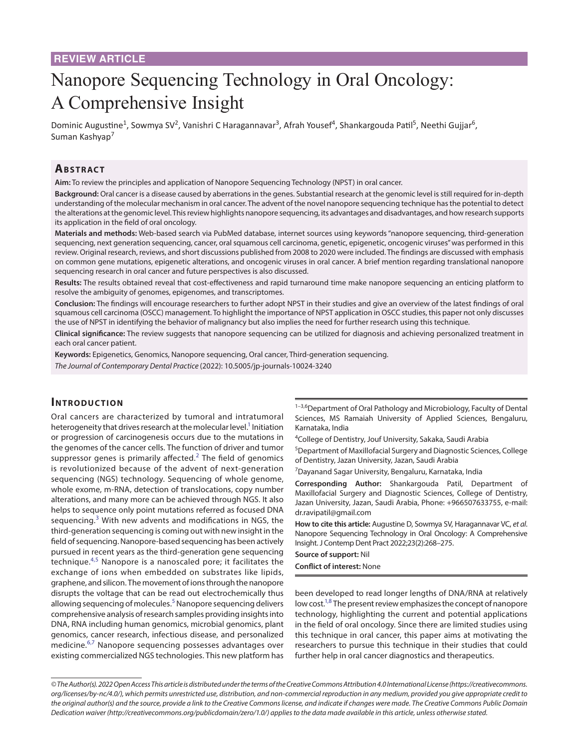REVIEW ARTICLE

# Nanopore Sequencing Technology in Oral Oncology: A Comprehensive Insight

Dominic Augustine[1], Sowmya SV[2], Vanishri C Haragannavar[3], Afrah Yousef[4], Shankargouda Patil[5], Neethi Gujjar[6], Suman Kashyap[7]

## Abstract

**Aim:** To review the principles and application of Nanopore Sequencing Technology (NPST) in oral cancer.

**Background:** Oral cancer is a disease caused by aberrations in the genes. Substantial research at the genomic level is still required for in-depth understanding of the molecular mechanism in oral cancer. The advent of the novel nanopore sequencing technique has the potential to detect the alterations at the genomic level. This review highlights nanopore sequencing, its advantages and disadvantages, and how research supports its application in the field of oral oncology.

**Materials and methods:** Web-based search via PubMed database, internet sources using keywords "nanopore sequencing, third-generation sequencing, next generation sequencing, cancer, oral squamous cell carcinoma, genetic, epigenetic, oncogenic viruses" was performed in this review. Original research, reviews, and short discussions published from 2008 to 2020 were included. The findings are discussed with emphasis on common gene mutations, epigenetic alterations, and oncogenic viruses in oral cancer. A brief mention regarding translational nanopore sequencing research in oral cancer and future perspectives is also discussed.

**Results:** The results obtained reveal that cost-effectiveness and rapid turnaround time make nanopore sequencing an enticing platform to resolve the ambiguity of genomes, epigenomes, and transcriptomes.

**Conclusion:** The findings will encourage researchers to further adopt NPST in their studies and give an overview of the latest findings of oral squamous cell carcinoma (OSCC) management. To highlight the importance of NPST application in OSCC studies, this paper not only discusses the use of NPST in identifying the behavior of malignancy but also implies the need for further research using this technique.

**Clinical significance:** The review suggests that nanopore sequencing can be utilized for diagnosis and achieving personalized treatment in each oral cancer patient.

**Keywords:** Epigenetics, Genomics, Nanopore sequencing, Oral cancer, Third-generation sequencing.

*The Journal of Contemporary Dental Practice* (2022): 10.5005/jp-journals-10024-3240

## Introduction

Oral cancers are characterized by tumoral and intratumoral heterogeneity that drives research at the molecular level.[1] Initiation or progression of carcinogenesis occurs due to the mutations in the genomes of the cancer cells. The function of driver and tumor suppressor genes is primarily affected.[2] The field of genomics is revolutionized because of the advent of next-generation sequencing (NGS) technology. Sequencing of whole genome, whole exome, m-RNA, detection of translocations, copy number alterations, and many more can be achieved through NGS. It also helps to sequence only point mutations referred as focused DNA sequencing.[3] With new advents and modifications in NGS, the third-generation sequencing is coming out with new insight in the field of sequencing. Nanopore-based sequencing has been actively pursued in recent years as the third-generation gene sequencing technique.[4,5] Nanopore is a nanoscaled pore; it facilitates the exchange of ions when embedded on substrates like lipids, graphene, and silicon. The movement of ions through the nanopore disrupts the voltage that can be read out electrochemically thus allowing sequencing of molecules.[5] Nanopore sequencing delivers comprehensive analysis of research samples providing insights into DNA, RNA including human genomics, microbial genomics, plant genomics, cancer research, infectious disease, and personalized medicine.[6,7] Nanopore sequencing possesses advantages over existing commercialized NGS technologies. This new platform has been developed to read longer lengths of DNA/RNA at relatively low cost.[1,8] The present review emphasizes the concept of nanopore technology, highlighting the current and potential applications in the field of oral oncology. Since there are limited studies using this technique in oral cancer, this paper aims at motivating the researchers to pursue this technique in their studies that could further help in oral cancer diagnostics and therapeutics.

[1–3,6]Department of Oral Pathology and Microbiology, Faculty of Dental Sciences, MS Ramaiah University of Applied Sciences, Bengaluru, Karnataka, India

[4]College of Dentistry, Jouf University, Sakaka, Saudi Arabia

[5]Department of Maxillofacial Surgery and Diagnostic Sciences, College of Dentistry, Jazan University, Jazan, Saudi Arabia

[7]Dayanand Sagar University, Bengaluru, Karnataka, India

**Corresponding Author:** Shankargouda Patil, Department of Maxillofacial Surgery and Diagnostic Sciences, College of Dentistry, Jazan University, Jazan, Saudi Arabia, Phone: +966507633755, e-mail: dr.ravipatil@gmail.com

**How to cite this article:** Augustine D, Sowmya SV, Haragannavar VC, *et al*. Nanopore Sequencing Technology in Oral Oncology: A Comprehensive Insight. J Contemp Dent Pract 2022;23(2):268–275.

**Source of support:** Nil

**Conflict of interest:** None

*© The Author(s). 2022 Open Access This article is distributed under the terms of the Creative Commons Attribution 4.0 International License (https://creativecommons.org/licenses/by-nc/4.0/), which permits unrestricted use, distribution, and non-commercial reproduction in any medium, provided you give appropriate credit to the original author(s) and the source, provide a link to the Creative Commons license, and indicate if changes were made. The Creative Commons Public Domain Dedication waiver (http://creativecommons.org/publicdomain/zero/1.0/) applies to the data made available in this article, unless otherwise stated.*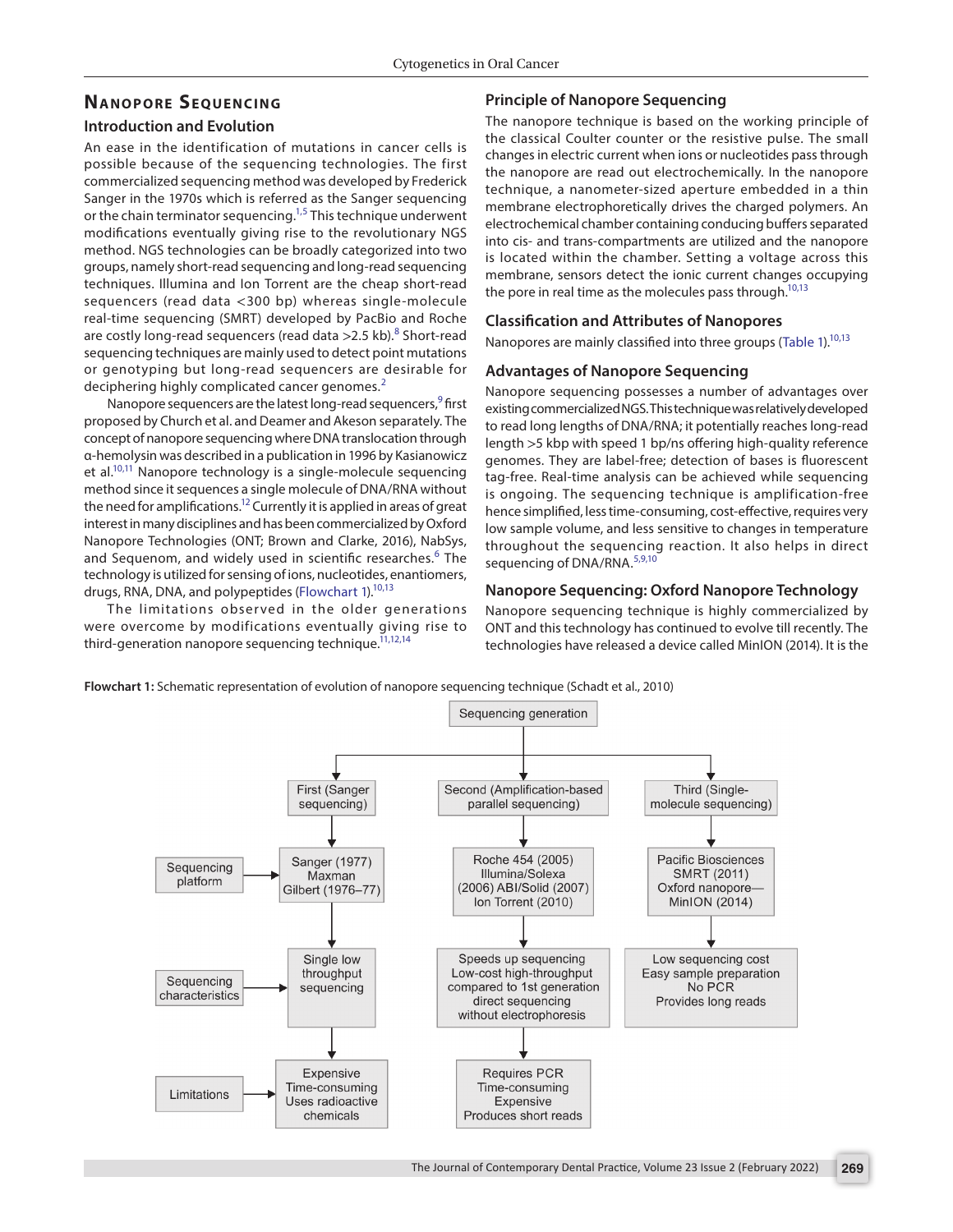## Nanopore Sequencing

### Introduction and Evolution

An ease in the identification of mutations in cancer cells is possible because of the sequencing technologies. The first commercialized sequencing method was developed by Frederick Sanger in the 1970s which is referred as the Sanger sequencing or the chain terminator sequencing.[1,5] This technique underwent modifications eventually giving rise to the revolutionary NGS method. NGS technologies can be broadly categorized into two groups, namely short-read sequencing and long-read sequencing techniques. Illumina and Ion Torrent are the cheap short-read sequencers (read data <300 bp) whereas single-molecule real-time sequencing (SMRT) developed by PacBio and Roche are costly long-read sequencers (read data >2.5 kb).[8] Short-read sequencing techniques are mainly used to detect point mutations or genotyping but long-read sequencers are desirable for deciphering highly complicated cancer genomes.[2]

Nanopore sequencers are the latest long-read sequencers,[9] first proposed by Church et al. and Deamer and Akeson separately. The concept of nanopore sequencing where DNA translocation through α-hemolysin was described in a publication in 1996 by Kasianowicz et al.[10,11] Nanopore technology is a single-molecule sequencing method since it sequences a single molecule of DNA/RNA without the need for amplifications.[12] Currently it is applied in areas of great interest in many disciplines and has been commercialized by Oxford Nanopore Technologies (ONT; Brown and Clarke, 2016), NabSys, and Sequenom, and widely used in scientific researches.[6] The technology is utilized for sensing of ions, nucleotides, enantiomers, drugs, RNA, DNA, and polypeptides (Flowchart 1).[10,13]

The limitations observed in the older generations were overcome by modifications eventually giving rise to third-generation nanopore sequencing technique.[11,12,14]

### Principle of Nanopore Sequencing

The nanopore technique is based on the working principle of the classical Coulter counter or the resistive pulse. The small changes in electric current when ions or nucleotides pass through the nanopore are read out electrochemically. In the nanopore technique, a nanometer-sized aperture embedded in a thin membrane electrophoretically drives the charged polymers. An electrochemical chamber containing conducting buffers separated into cis- and trans-compartments are utilized and the nanopore is located within the chamber. Setting a voltage across this membrane, sensors detect the ionic current changes occupying the pore in real time as the molecules pass through.[10,13]

### Classification and Attributes of Nanopores

Nanopores are mainly classified into three groups (Table 1).[10,13]

### Advantages of Nanopore Sequencing

Nanopore sequencing possesses a number of advantages over existing commercialized NGS. This technique was relatively developed to read long lengths of DNA/RNA; it potentially reaches long-read length >5 kbp with speed 1 bp/ns offering high-quality reference genomes. They are label-free; detection of bases is fluorescent tag-free. Real-time analysis can be achieved while sequencing is ongoing. The sequencing technique is amplification-free hence simplified, less time-consuming, cost-effective, requires very low sample volume, and less sensitive to changes in temperature throughout the sequencing reaction. It also helps in direct sequencing of DNA/RNA.[5,9,10]

### Nanopore Sequencing: Oxford Nanopore Technology

Nanopore sequencing technique is highly commercialized by ONT and this technology has continued to evolve till recently. The technologies have released a device called MinION (2014). It is the

**Flowchart 1:** Schematic representation of evolution of nanopore sequencing technique (Schadt et al., 2010)

| Sequencing generation | First (Sanger sequencing) | Second (Amplification-based parallel sequencing) | Third (Single-molecule sequencing) |
| --- | --- | --- | --- |
| Sequencing platform | Sanger (1977) Maxman Gilbert (1976–77) | Roche 454 (2005) Illumina/Solexa (2006) ABI/Solid (2007) Ion Torrent (2010) | Pacific Biosciences SMRT (2011) Oxford nanopore—MinION (2014) |
| Sequencing characteristics | Single low throughput sequencing | Speeds up sequencing Low-cost high-throughput compared to 1st generation direct sequencing without electrophoresis | Low sequencing cost Easy sample preparation No PCR Provides long reads |
| Limitations | Expensive Time-consuming Uses radioactive chemicals | Requires PCR Time-consuming Expensive Produces short reads | |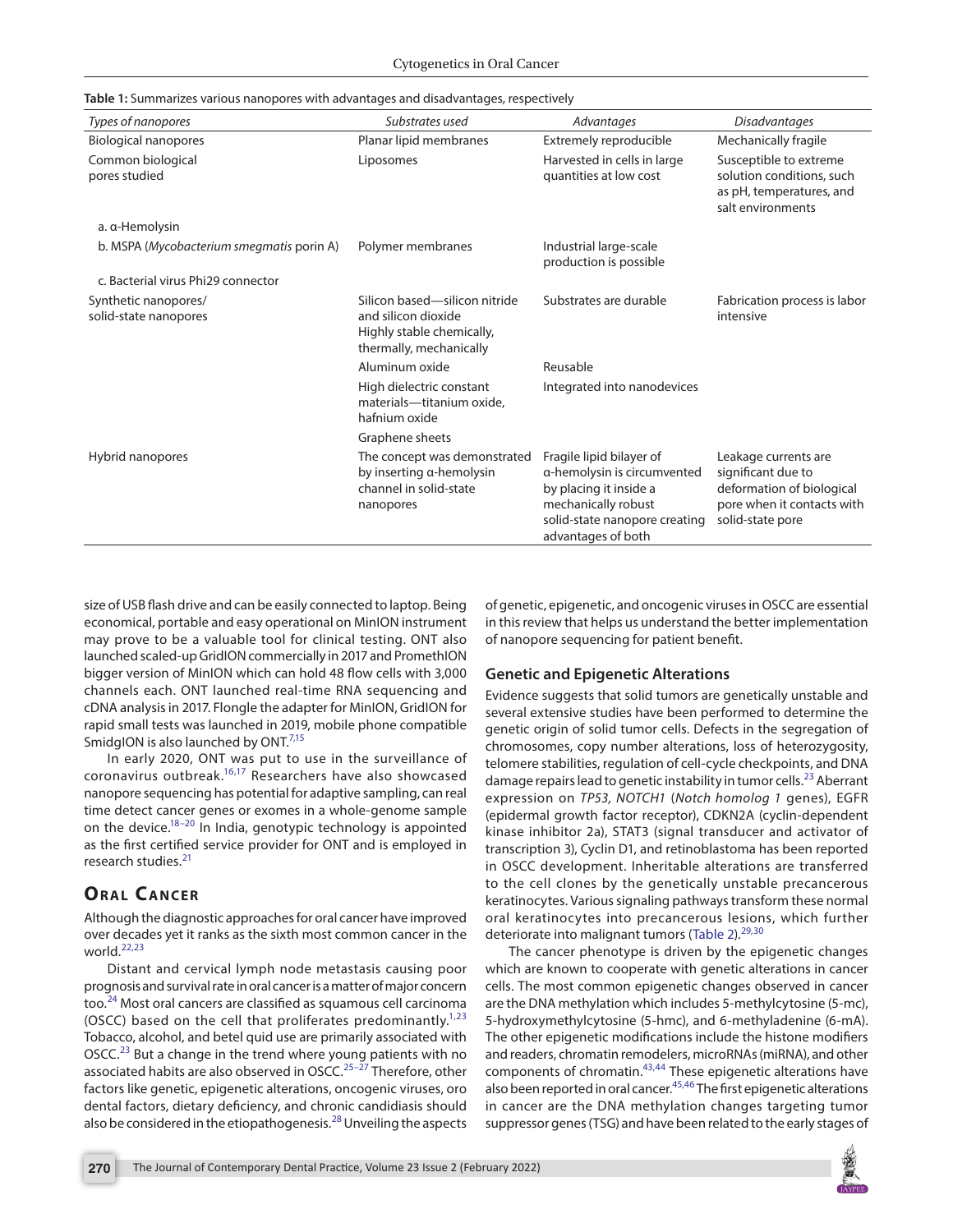**Table 1:** Summarizes various nanopores with advantages and disadvantages, respectively

| *Types of nanopores* | *Substrates used* | *Advantages* | *Disadvantages* |
|---|---|---|---|
| Biological nanopores | Planar lipid membranes | Extremely reproducible | Mechanically fragile |
| Common biological pores studied | Liposomes | Harvested in cells in large quantities at low cost | Susceptible to extreme solution conditions, such as pH, temperatures, and salt environments |
| a. α-Hemolysin | | | |
| b. MSPA (*Mycobacterium smegmatis* porin A) | Polymer membranes | Industrial large-scale production is possible | |
| c. Bacterial virus Phi29 connector | | | |
| Synthetic nanopores/ solid-state nanopores | Silicon based—silicon nitride and silicon dioxide Highly stable chemically, thermally, mechanically | Substrates are durable | Fabrication process is labor intensive |
| | Aluminum oxide | Reusable | |
| | High dielectric constant materials—titanium oxide, hafnium oxide | Integrated into nanodevices | |
| | Graphene sheets | | |
| Hybrid nanopores | The concept was demonstrated by inserting α-hemolysin channel in solid-state nanopores | Fragile lipid bilayer of α-hemolysin is circumvented by placing it inside a mechanically robust solid-state nanopore creating advantages of both | Leakage currents are significant due to deformation of biological pore when it contacts with solid-state pore |

size of USB flash drive and can be easily connected to laptop. Being economical, portable and easy operational on MinION instrument may prove to be a valuable tool for clinical testing. ONT also launched scaled-up GridION commercially in 2017 and PromethION bigger version of MinION which can hold 48 flow cells with 3,000 channels each. ONT launched real-time RNA sequencing and cDNA analysis in 2017. Flongle the adapter for MinION, GridION for rapid small tests was launched in 2019, mobile phone compatible SmidgION is also launched by ONT.[7,15]

In early 2020, ONT was put to use in the surveillance of coronavirus outbreak.[16,17] Researchers have also showcased nanopore sequencing has potential for adaptive sampling, can real time detect cancer genes or exomes in a whole-genome sample on the device.[18–20] In India, genotypic technology is appointed as the first certified service provider for ONT and is employed in research studies.[21]

## Oral Cancer

Although the diagnostic approaches for oral cancer have improved over decades yet it ranks as the sixth most common cancer in the world.[22,23]

Distant and cervical lymph node metastasis causing poor prognosis and survival rate in oral cancer is a matter of major concern too.[24] Most oral cancers are classified as squamous cell carcinoma (OSCC) based on the cell that proliferates predominantly.[1,23] Tobacco, alcohol, and betel quid use are primarily associated with OSCC.[23] But a change in the trend where young patients with no associated habits are also observed in OSCC.[25–27] Therefore, other factors like genetic, epigenetic alterations, oncogenic viruses, oro dental factors, dietary deficiency, and chronic candidiasis should also be considered in the etiopathogenesis.[28] Unveiling the aspects of genetic, epigenetic, and oncogenic viruses in OSCC are essential in this review that helps us understand the better implementation of nanopore sequencing for patient benefit.

### Genetic and Epigenetic Alterations

Evidence suggests that solid tumors are genetically unstable and several extensive studies have been performed to determine the genetic origin of solid tumor cells. Defects in the segregation of chromosomes, copy number alterations, loss of heterozygosity, telomere stabilities, regulation of cell-cycle checkpoints, and DNA damage repairs lead to genetic instability in tumor cells.[23] Aberrant expression on *TP53, NOTCH1* (*Notch homolog 1* genes), EGFR (epidermal growth factor receptor), CDKN2A (cyclin-dependent kinase inhibitor 2a), STAT3 (signal transducer and activator of transcription 3), Cyclin D1, and retinoblastoma has been reported in OSCC development. Inheritable alterations are transferred to the cell clones by the genetically unstable precancerous keratinocytes. Various signaling pathways transform these normal oral keratinocytes into precancerous lesions, which further deteriorate into malignant tumors (Table 2).[29,30]

The cancer phenotype is driven by the epigenetic changes which are known to cooperate with genetic alterations in cancer cells. The most common epigenetic changes observed in cancer are the DNA methylation which includes 5-methylcytosine (5-mc), 5-hydroxymethylcytosine (5-hmc), and 6-methyladenine (6-mA). The other epigenetic modifications include the histone modifiers and readers, chromatin remodelers, microRNAs (miRNA), and other components of chromatin.[43,44] These epigenetic alterations have also been reported in oral cancer.[45,46] The first epigenetic alterations in cancer are the DNA methylation changes targeting tumor suppressor genes (TSG) and have been related to the early stages of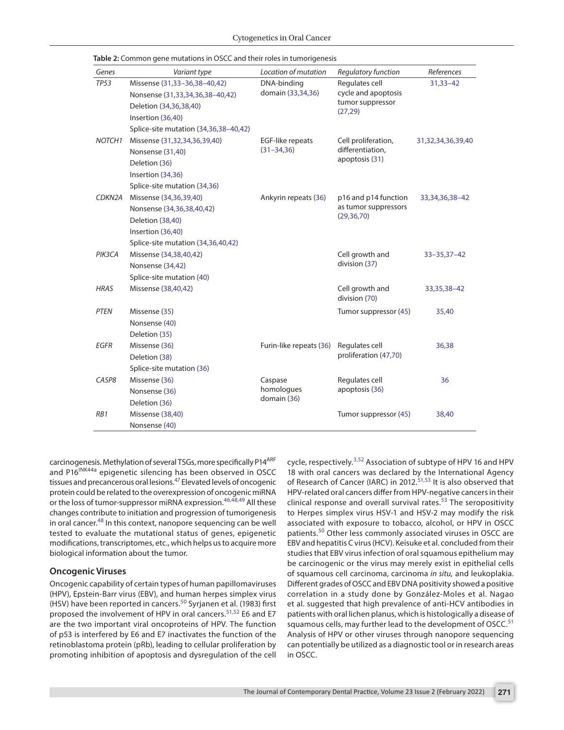**Table 2:** Common gene mutations in OSCC and their roles in tumorigenesis

| *Genes* | *Variant type* | *Location of mutation* | *Regulatory function* | *References* |
|---|---|---|---|---|
| *TP53* | Missense (31,33–36,38–40,42)<br>Nonsense (31,33,34,36,38–40,42)<br>Deletion (34,36,38,40)<br>Insertion (36,40)<br>Splice-site mutation (34,36,38–40,42) | DNA-binding domain (33,34,36) | Regulates cell cycle and apoptosis tumor suppressor (27,29) | 31,33–42 |
| *NOTCH1* | Missense (31,32,34,36,39,40)<br>Nonsense (31,40)<br>Deletion (36)<br>Insertion (34,36)<br>Splice-site mutation (34,36) | EGF-like repeats (31–34,36) | Cell proliferation, differentiation, apoptosis (31) | 31,32,34,36,39,40 |
| *CDKN2A* | Missense (34,36,39,40)<br>Nonsense (34,36,38,40,42)<br>Deletion (38,40)<br>Insertion (36,40)<br>Splice-site mutation (34,36,40,42) | Ankyrin repeats (36) | p16 and p14 function as tumor suppressors (29,36,70) | 33,34,36,38–42 |
| *PIK3CA* | Missense (34,38,40,42)<br>Nonsense (34,42)<br>Splice-site mutation (40) | | Cell growth and division (37) | 33–35,37–42 |
| *HRAS* | Missense (38,40,42) | | Cell growth and division (70) | 33,35,38–42 |
| *PTEN* | Missense (35)<br>Nonsense (40)<br>Deletion (35) | | Tumor suppressor (45) | 35,40 |
| *EGFR* | Missense (36)<br>Deletion (38)<br>Splice-site mutation (36) | Furin-like repeats (36) | Regulates cell proliferation (47,70) | 36,38 |
| *CASP8* | Missense (36)<br>Nonsense (36)<br>Deletion (36) | Caspase homologues domain (36) | Regulates cell apoptosis (36) | 36 |
| *RB1* | Missense (38,40)<br>Nonsense (40) | | Tumor suppressor (45) | 38,40 |

carcinogenesis. Methylation of several TSGs, more specifically P14$^{ARF}$ and P16$^{INK44a}$ epigenetic silencing has been observed in OSCC tissues and precancerous oral lesions.[47] Elevated levels of oncogenic protein could be related to the overexpression of oncogenic miRNA or the loss of tumor-suppressor miRNA expression.[46,48,49] All these changes contribute to initiation and progression of tumorigenesis in oral cancer.[48] In this context, nanopore sequencing can be well tested to evaluate the mutational status of genes, epigenetic modifications, transcriptomes, etc., which helps us to acquire more biological information about the tumor.

## Oncogenic Viruses

Oncogenic capability of certain types of human papillomaviruses (HPV), Epstein-Barr virus (EBV), and human herpes simplex virus (HSV) have been reported in cancers.[50] Syrjanen et al. (1983) first proposed the involvement of HPV in oral cancers.[51,52] E6 and E7 are the two important viral oncoproteins of HPV. The function of p53 is interfered by E6 and E7 inactivates the function of the retinoblastoma protein (pRb), leading to cellular proliferation by promoting inhibition of apoptosis and dysregulation of the cell cycle, respectively.[3,52] Association of subtype of HPV 16 and HPV 18 with oral cancers was declared by the International Agency of Research of Cancer (IARC) in 2012.[51,53] It is also observed that HPV-related oral cancers differ from HPV-negative cancers in their clinical response and overall survival rates.[53] The seropositivity to Herpes simplex virus HSV-1 and HSV-2 may modify the risk associated with exposure to tobacco, alcohol, or HPV in OSCC patients.[50] Other less commonly associated viruses in OSCC are EBV and hepatitis C virus (HCV). Keisuke et al. concluded from their studies that EBV virus infection of oral squamous epithelium may be carcinogenic or the virus may merely exist in epithelial cells of squamous cell carcinoma, carcinoma *in situ,* and leukoplakia. Different grades of OSCC and EBV DNA positivity showed a positive correlation in a study done by González-Moles et al. Nagao et al. suggested that high prevalence of anti-HCV antibodies in patients with oral lichen planus, which is histologically a disease of squamous cells, may further lead to the development of OSCC.[51] Analysis of HPV or other viruses through nanopore sequencing can potentially be utilized as a diagnostic tool or in research areas in OSCC.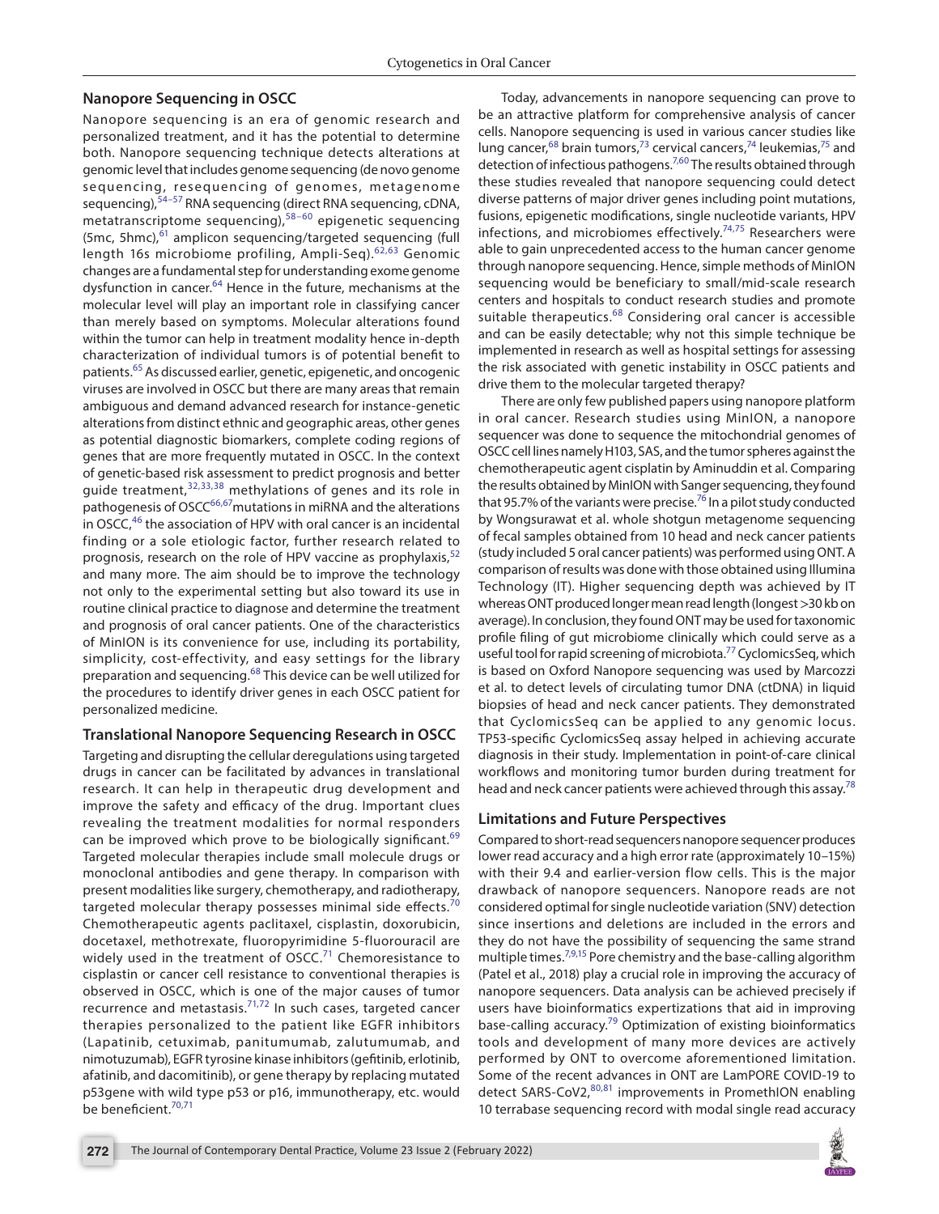## Nanopore Sequencing in OSCC

Nanopore sequencing is an era of genomic research and personalized treatment, and it has the potential to determine both. Nanopore sequencing technique detects alterations at genomic level that includes genome sequencing (de novo genome sequencing, resequencing of genomes, metagenome sequencing),[54–57] RNA sequencing (direct RNA sequencing, cDNA, metatranscriptome sequencing),[58–60] epigenetic sequencing (5mc, 5hmc),[61] amplicon sequencing/targeted sequencing (full length 16s microbiome profiling, Ampli-Seq).[62,63] Genomic changes are a fundamental step for understanding exome genome dysfunction in cancer.[64] Hence in the future, mechanisms at the molecular level will play an important role in classifying cancer than merely based on symptoms. Molecular alterations found within the tumor can help in treatment modality hence in-depth characterization of individual tumors is of potential benefit to patients.[65] As discussed earlier, genetic, epigenetic, and oncogenic viruses are involved in OSCC but there are many areas that remain ambiguous and demand advanced research for instance-genetic alterations from distinct ethnic and geographic areas, other genes as potential diagnostic biomarkers, complete coding regions of genes that are more frequently mutated in OSCC. In the context of genetic-based risk assessment to predict prognosis and better guide treatment,[32,33,38] methylations of genes and its role in pathogenesis of OSCC[66,67]mutations in miRNA and the alterations in OSCC,[46] the association of HPV with oral cancer is an incidental finding or a sole etiologic factor, further research related to prognosis, research on the role of HPV vaccine as prophylaxis,[52] and many more. The aim should be to improve the technology not only to the experimental setting but also toward its use in routine clinical practice to diagnose and determine the treatment and prognosis of oral cancer patients. One of the characteristics of MinION is its convenience for use, including its portability, simplicity, cost-effectivity, and easy settings for the library preparation and sequencing.[68] This device can be well utilized for the procedures to identify driver genes in each OSCC patient for personalized medicine.

## Translational Nanopore Sequencing Research in OSCC

Targeting and disrupting the cellular deregulations using targeted drugs in cancer can be facilitated by advances in translational research. It can help in therapeutic drug development and improve the safety and efficacy of the drug. Important clues revealing the treatment modalities for normal responders can be improved which prove to be biologically significant.[69] Targeted molecular therapies include small molecule drugs or monoclonal antibodies and gene therapy. In comparison with present modalities like surgery, chemotherapy, and radiotherapy, targeted molecular therapy possesses minimal side effects.[70] Chemotherapeutic agents paclitaxel, cisplastin, doxorubicin, docetaxel, methotrexate, fluoropyrimidine 5-fluorouracil are widely used in the treatment of OSCC.[71] Chemoresistance to cisplastin or cancer cell resistance to conventional therapies is observed in OSCC, which is one of the major causes of tumor recurrence and metastasis.[71,72] In such cases, targeted cancer therapies personalized to the patient like EGFR inhibitors (Lapatinib, cetuximab, panitumumab, zalutumumab, and nimotuzumab), EGFR tyrosine kinase inhibitors (gefitinib, erlotinib, afatinib, and dacomitinib), or gene therapy by replacing mutated p53gene with wild type p53 or p16, immunotherapy, etc. would be beneficient.[70,71]

Today, advancements in nanopore sequencing can prove to be an attractive platform for comprehensive analysis of cancer cells. Nanopore sequencing is used in various cancer studies like lung cancer,[68] brain tumors,[73] cervical cancers,[74] leukemias,[75] and detection of infectious pathogens.[7,60] The results obtained through these studies revealed that nanopore sequencing could detect diverse patterns of major driver genes including point mutations, fusions, epigenetic modifications, single nucleotide variants, HPV infections, and microbiomes effectively.[74,75] Researchers were able to gain unprecedented access to the human cancer genome through nanopore sequencing. Hence, simple methods of MinION sequencing would be beneficiary to small/mid-scale research centers and hospitals to conduct research studies and promote suitable therapeutics.[68] Considering oral cancer is accessible and can be easily detectable; why not this simple technique be implemented in research as well as hospital settings for assessing the risk associated with genetic instability in OSCC patients and drive them to the molecular targeted therapy?

There are only few published papers using nanopore platform in oral cancer. Research studies using MinION, a nanopore sequencer was done to sequence the mitochondrial genomes of OSCC cell lines namely H103, SAS, and the tumor spheres against the chemotherapeutic agent cisplatin by Aminuddin et al. Comparing the results obtained by MinION with Sanger sequencing, they found that 95.7% of the variants were precise.[76] In a pilot study conducted by Wongsurawat et al. whole shotgun metagenome sequencing of fecal samples obtained from 10 head and neck cancer patients (study included 5 oral cancer patients) was performed using ONT. A comparison of results was done with those obtained using Illumina Technology (IT). Higher sequencing depth was achieved by IT whereas ONT produced longer mean read length (longest >30 kb on average). In conclusion, they found ONT may be used for taxonomic profile filing of gut microbiome clinically which could serve as a useful tool for rapid screening of microbiota.[77] CyclomicsSeq, which is based on Oxford Nanopore sequencing was used by Marcozzi et al. to detect levels of circulating tumor DNA (ctDNA) in liquid biopsies of head and neck cancer patients. They demonstrated that CyclomicsSeq can be applied to any genomic locus. TP53-specific CyclomicsSeq assay helped in achieving accurate diagnosis in their study. Implementation in point-of-care clinical workflows and monitoring tumor burden during treatment for head and neck cancer patients were achieved through this assay.[78]

## Limitations and Future Perspectives

Compared to short-read sequencers nanopore sequencer produces lower read accuracy and a high error rate (approximately 10–15%) with their 9.4 and earlier-version flow cells. This is the major drawback of nanopore sequencers. Nanopore reads are not considered optimal for single nucleotide variation (SNV) detection since insertions and deletions are included in the errors and they do not have the possibility of sequencing the same strand multiple times.[7,9,15] Pore chemistry and the base-calling algorithm (Patel et al., 2018) play a crucial role in improving the accuracy of nanopore sequencers. Data analysis can be achieved precisely if users have bioinformatics expertizations that aid in improving base-calling accuracy.[79] Optimization of existing bioinformatics tools and development of many more devices are actively performed by ONT to overcome aforementioned limitation. Some of the recent advances in ONT are LamPORE COVID-19 to detect SARS-CoV2,[80,81] improvements in PromethION enabling 10 terrabase sequencing record with modal single read accuracy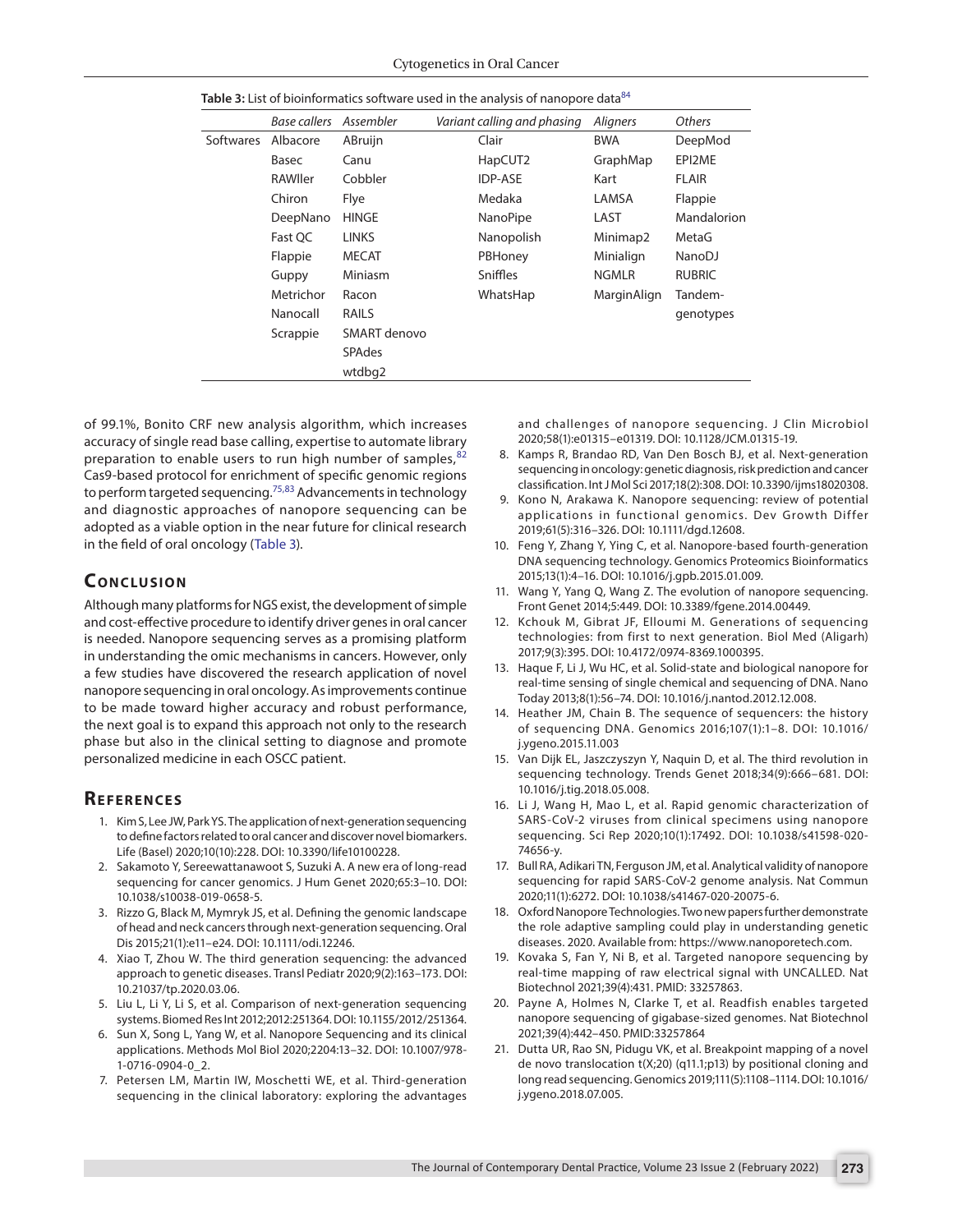**Table 3:** List of bioinformatics software used in the analysis of nanopore data[84]

| | *Base callers* | *Assembler* | *Variant calling and phasing* | *Aligners* | *Others* |
|---|---|---|---|---|---|
| Softwares | Albacore | ABruijn | Clair | BWA | DeepMod |
| | Basec | Canu | HapCUT2 | GraphMap | EPI2ME |
| | RAWller | Cobbler | IDP-ASE | Kart | FLAIR |
| | Chiron | Flye | Medaka | LAMSA | Flappie |
| | DeepNano | HINGE | NanoPipe | LAST | Mandalorion |
| | Fast QC | LINKS | Nanopolish | Minimap2 | MetaG |
| | Flappie | MECAT | PBHoney | Minialign | NanoDJ |
| | Guppy | Miniasm | Sniffles | NGMLR | RUBRIC |
| | Metrichor | Racon | WhatsHap | MarginAlign | Tandem-genotypes |
| | Nanocall | RAILS | | | |
| | Scrappie | SMART denovo | | | |
| | | SPAdes | | | |
| | | wtdbg2 | | | |

of 99.1%, Bonito CRF new analysis algorithm, which increases accuracy of single read base calling, expertise to automate library preparation to enable users to run high number of samples,[82] Cas9-based protocol for enrichment of specific genomic regions to perform targeted sequencing.[75,83] Advancements in technology and diagnostic approaches of nanopore sequencing can be adopted as a viable option in the near future for clinical research in the field of oral oncology (Table 3).

## Conclusion

Although many platforms for NGS exist, the development of simple and cost-effective procedure to identify driver genes in oral cancer is needed. Nanopore sequencing serves as a promising platform in understanding the omic mechanisms in cancers. However, only a few studies have discovered the research application of novel nanopore sequencing in oral oncology. As improvements continue to be made toward higher accuracy and robust performance, the next goal is to expand this approach not only to the research phase but also in the clinical setting to diagnose and promote personalized medicine in each OSCC patient.

## References

1. Kim S, Lee JW, Park YS. The application of next-generation sequencing to define factors related to oral cancer and discover novel biomarkers. Life (Basel) 2020;10(10):228. DOI: 10.3390/life10100228.
2. Sakamoto Y, Sereewattanawoot S, Suzuki A. A new era of long-read sequencing for cancer genomics. J Hum Genet 2020;65:3–10. DOI: 10.1038/s10038-019-0658-5.
3. Rizzo G, Black M, Mymryk JS, et al. Defining the genomic landscape of head and neck cancers through next-generation sequencing. Oral Dis 2015;21(1):e11–e24. DOI: 10.1111/odi.12246.
4. Xiao T, Zhou W. The third generation sequencing: the advanced approach to genetic diseases. Transl Pediatr 2020;9(2):163–173. DOI: 10.21037/tp.2020.03.06.
5. Liu L, Li Y, Li S, et al. Comparison of next-generation sequencing systems. Biomed Res Int 2012;2012:251364. DOI: 10.1155/2012/251364.
6. Sun X, Song L, Yang W, et al. Nanopore Sequencing and its clinical applications. Methods Mol Biol 2020;2204:13–32. DOI: 10.1007/978-1-0716-0904-0_2.
7. Petersen LM, Martin IW, Moschetti WE, et al. Third-generation sequencing in the clinical laboratory: exploring the advantages and challenges of nanopore sequencing. J Clin Microbiol 2020;58(1):e01315–e01319. DOI: 10.1128/JCM.01315-19.
8. Kamps R, Brandao RD, Van Den Bosch BJ, et al. Next-generation sequencing in oncology: genetic diagnosis, risk prediction and cancer classification. Int J Mol Sci 2017;18(2):308. DOI: 10.3390/ijms18020308.
9. Kono N, Arakawa K. Nanopore sequencing: review of potential applications in functional genomics. Dev Growth Differ 2019;61(5):316–326. DOI: 10.1111/dgd.12608.
10. Feng Y, Zhang Y, Ying C, et al. Nanopore-based fourth-generation DNA sequencing technology. Genomics Proteomics Bioinformatics 2015;13(1):4–16. DOI: 10.1016/j.gpb.2015.01.009.
11. Wang Y, Yang Q, Wang Z. The evolution of nanopore sequencing. Front Genet 2014;5:449. DOI: 10.3389/fgene.2014.00449.
12. Kchouk M, Gibrat JF, Elloumi M. Generations of sequencing technologies: from first to next generation. Biol Med (Aligarh) 2017;9(3):395. DOI: 10.4172/0974-8369.1000395.
13. Haque F, Li J, Wu HC, et al. Solid-state and biological nanopore for real-time sensing of single chemical and sequencing of DNA. Nano Today 2013;8(1):56–74. DOI: 10.1016/j.nantod.2012.12.008.
14. Heather JM, Chain B. The sequence of sequencers: the history of sequencing DNA. Genomics 2016;107(1):1–8. DOI: 10.1016/j.ygeno.2015.11.003
15. Van Dijk EL, Jaszczyszyn Y, Naquin D, et al. The third revolution in sequencing technology. Trends Genet 2018;34(9):666–681. DOI: 10.1016/j.tig.2018.05.008.
16. Li J, Wang H, Mao L, et al. Rapid genomic characterization of SARS-CoV-2 viruses from clinical specimens using nanopore sequencing. Sci Rep 2020;10(1):17492. DOI: 10.1038/s41598-020-74656-y.
17. Bull RA, Adikari TN, Ferguson JM, et al. Analytical validity of nanopore sequencing for rapid SARS-CoV-2 genome analysis. Nat Commun 2020;11(1):6272. DOI: 10.1038/s41467-020-20075-6.
18. Oxford Nanopore Technologies. Two new papers further demonstrate the role adaptive sampling could play in understanding genetic diseases. 2020. Available from: https://www.nanoporetech.com.
19. Kovaka S, Fan Y, Ni B, et al. Targeted nanopore sequencing by real-time mapping of raw electrical signal with UNCALLED. Nat Biotechnol 2021;39(4):431. PMID: 33257863.
20. Payne A, Holmes N, Clarke T, et al. Readfish enables targeted nanopore sequencing of gigabase-sized genomes. Nat Biotechnol 2021;39(4):442–450. PMID:33257864
21. Dutta UR, Rao SN, Pidugu VK, et al. Breakpoint mapping of a novel de novo translocation t(X;20) (q11.1;p13) by positional cloning and long read sequencing. Genomics 2019;111(5):1108–1114. DOI: 10.1016/j.ygeno.2018.07.005.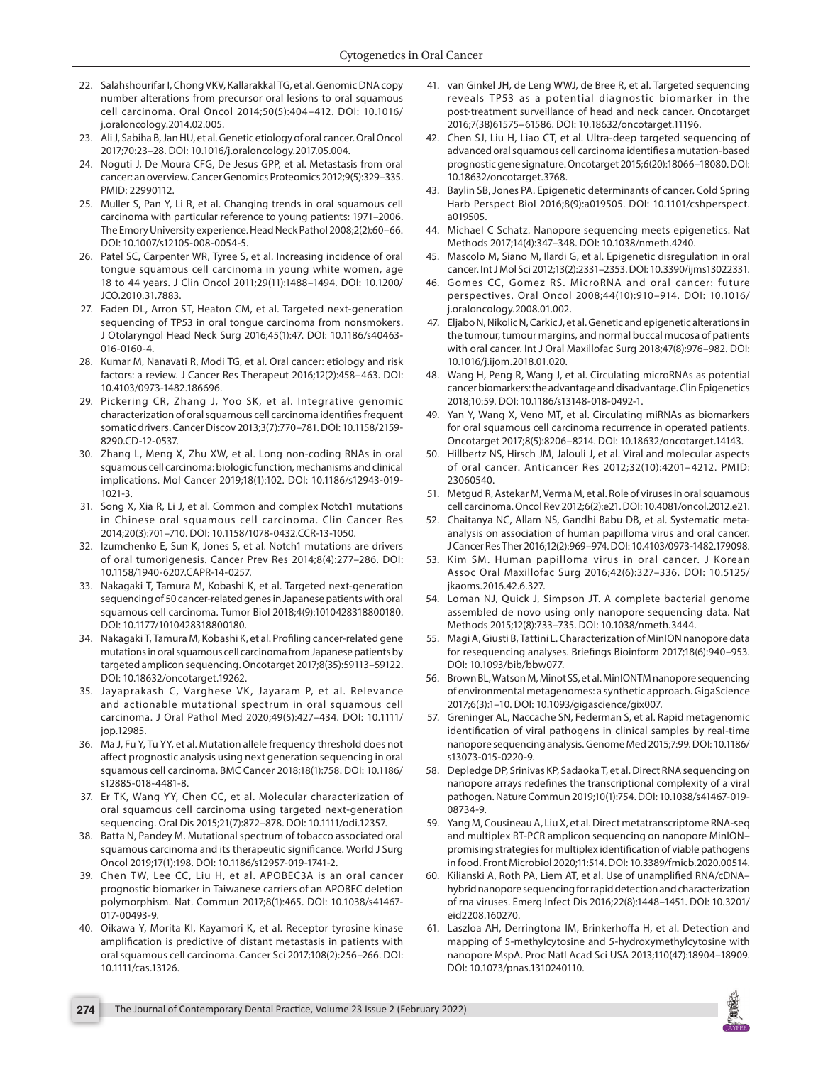22. Salahshourifar I, Chong VKV, Kallarakkal TG, et al. Genomic DNA copy number alterations from precursor oral lesions to oral squamous cell carcinoma. Oral Oncol 2014;50(5):404–412. DOI: 10.1016/j.oraloncology.2014.02.005.
23. Ali J, Sabiha B, Jan HU, et al. Genetic etiology of oral cancer. Oral Oncol 2017;70:23–28. DOI: 10.1016/j.oraloncology.2017.05.004.
24. Noguti J, De Moura CFG, De Jesus GPP, et al. Metastasis from oral cancer: an overview. Cancer Genomics Proteomics 2012;9(5):329–335. PMID: 22990112.
25. Muller S, Pan Y, Li R, et al. Changing trends in oral squamous cell carcinoma with particular reference to young patients: 1971–2006. The Emory University experience. Head Neck Pathol 2008;2(2):60–66. DOI: 10.1007/s12105-008-0054-5.
26. Patel SC, Carpenter WR, Tyree S, et al. Increasing incidence of oral tongue squamous cell carcinoma in young white women, age 18 to 44 years. J Clin Oncol 2011;29(11):1488–1494. DOI: 10.1200/JCO.2010.31.7883.
27. Faden DL, Arron ST, Heaton CM, et al. Targeted next-generation sequencing of TP53 in oral tongue carcinoma from nonsmokers. J Otolaryngol Head Neck Surg 2016;45(1):47. DOI: 10.1186/s40463-016-0160-4.
28. Kumar M, Nanavati R, Modi TG, et al. Oral cancer: etiology and risk factors: a review. J Cancer Res Therapeut 2016;12(2):458–463. DOI: 10.4103/0973-1482.186696.
29. Pickering CR, Zhang J, Yoo SK, et al. Integrative genomic characterization of oral squamous cell carcinoma identifies frequent somatic drivers. Cancer Discov 2013;3(7):770–781. DOI: 10.1158/2159-8290.CD-12-0537.
30. Zhang L, Meng X, Zhu XW, et al. Long non-coding RNAs in oral squamous cell carcinoma: biologic function, mechanisms and clinical implications. Mol Cancer 2019;18(1):102. DOI: 10.1186/s12943-019-1021-3.
31. Song X, Xia R, Li J, et al. Common and complex Notch1 mutations in Chinese oral squamous cell carcinoma. Clin Cancer Res 2014;20(3):701–710. DOI: 10.1158/1078-0432.CCR-13-1050.
32. Izumchenko E, Sun K, Jones S, et al. Notch1 mutations are drivers of oral tumorigenesis. Cancer Prev Res 2014;8(4):277–286. DOI: 10.1158/1940-6207.CAPR-14-0257.
33. Nakagaki T, Tamura M, Kobashi K, et al. Targeted next-generation sequencing of 50 cancer-related genes in Japanese patients with oral squamous cell carcinoma. Tumor Biol 2018;4(9):1010428318800180. DOI: 10.1177/1010428318800180.
34. Nakagaki T, Tamura M, Kobashi K, et al. Profiling cancer-related gene mutations in oral squamous cell carcinoma from Japanese patients by targeted amplicon sequencing. Oncotarget 2017;8(35):59113–59122. DOI: 10.18632/oncotarget.19262.
35. Jayaprakash C, Varghese VK, Jayaram P, et al. Relevance and actionable mutational spectrum in oral squamous cell carcinoma. J Oral Pathol Med 2020;49(5):427–434. DOI: 10.1111/jop.12985.
36. Ma J, Fu Y, Tu YY, et al. Mutation allele frequency threshold does not affect prognostic analysis using next generation sequencing in oral squamous cell carcinoma. BMC Cancer 2018;18(1):758. DOI: 10.1186/s12885-018-4481-8.
37. Er TK, Wang YY, Chen CC, et al. Molecular characterization of oral squamous cell carcinoma using targeted next-generation sequencing. Oral Dis 2015;21(7):872–878. DOI: 10.1111/odi.12357.
38. Batta N, Pandey M. Mutational spectrum of tobacco associated oral squamous carcinoma and its therapeutic significance. World J Surg Oncol 2019;17(1):198. DOI: 10.1186/s12957-019-1741-2.
39. Chen TW, Lee CC, Liu H, et al. APOBEC3A is an oral cancer prognostic biomarker in Taiwanese carriers of an APOBEC deletion polymorphism. Nat. Commun 2017;8(1):465. DOI: 10.1038/s41467-017-00493-9.
40. Oikawa Y, Morita KI, Kayamori K, et al. Receptor tyrosine kinase amplification is predictive of distant metastasis in patients with oral squamous cell carcinoma. Cancer Sci 2017;108(2):256–266. DOI: 10.1111/cas.13126.
41. van Ginkel JH, de Leng WWJ, de Bree R, et al. Targeted sequencing reveals TP53 as a potential diagnostic biomarker in the post-treatment surveillance of head and neck cancer. Oncotarget 2016;7(38)61575–61586. DOI: 10.18632/oncotarget.11196.
42. Chen SJ, Liu H, Liao CT, et al. Ultra-deep targeted sequencing of advanced oral squamous cell carcinoma identifies a mutation-based prognostic gene signature. Oncotarget 2015;6(20):18066–18080. DOI: 10.18632/oncotarget.3768.
43. Baylin SB, Jones PA. Epigenetic determinants of cancer. Cold Spring Harb Perspect Biol 2016;8(9):a019505. DOI: 10.1101/cshperspect.a019505.
44. Michael C Schatz. Nanopore sequencing meets epigenetics. Nat Methods 2017;14(4):347–348. DOI: 10.1038/nmeth.4240.
45. Mascolo M, Siano M, Ilardi G, et al. Epigenetic disregulation in oral cancer. Int J Mol Sci 2012;13(2):2331–2353. DOI: 10.3390/ijms13022331.
46. Gomes CC, Gomez RS. MicroRNA and oral cancer: future perspectives. Oral Oncol 2008;44(10):910–914. DOI: 10.1016/j.oraloncology.2008.01.002.
47. Eljabo N, Nikolic N, Carkic J, et al. Genetic and epigenetic alterations in the tumour, tumour margins, and normal buccal mucosa of patients with oral cancer. Int J Oral Maxillofac Surg 2018;47(8):976–982. DOI: 10.1016/j.ijom.2018.01.020.
48. Wang H, Peng R, Wang J, et al. Circulating microRNAs as potential cancer biomarkers: the advantage and disadvantage. Clin Epigenetics 2018;10:59. DOI: 10.1186/s13148-018-0492-1.
49. Yan Y, Wang X, Veno MT, et al. Circulating miRNAs as biomarkers for oral squamous cell carcinoma recurrence in operated patients. Oncotarget 2017;8(5):8206–8214. DOI: 10.18632/oncotarget.14143.
50. Hillbertz NS, Hirsch JM, Jalouli J, et al. Viral and molecular aspects of oral cancer. Anticancer Res 2012;32(10):4201–4212. PMID: 23060540.
51. Metgud R, Astekar M, Verma M, et al. Role of viruses in oral squamous cell carcinoma. Oncol Rev 2012;6(2):e21. DOI: 10.4081/oncol.2012.e21.
52. Chaitanya NC, Allam NS, Gandhi Babu DB, et al. Systematic meta-analysis on association of human papilloma virus and oral cancer. J Cancer Res Ther 2016;12(2):969–974. DOI: 10.4103/0973-1482.179098.
53. Kim SM. Human papilloma virus in oral cancer. J Korean Assoc Oral Maxillofac Surg 2016;42(6):327–336. DOI: 10.5125/jkaoms.2016.42.6.327.
54. Loman NJ, Quick J, Simpson JT. A complete bacterial genome assembled de novo using only nanopore sequencing data. Nat Methods 2015;12(8):733–735. DOI: 10.1038/nmeth.3444.
55. Magi A, Giusti B, Tattini L. Characterization of MinION nanopore data for resequencing analyses. Briefings Bioinform 2017;18(6):940–953. DOI: 10.1093/bib/bbw077.
56. Brown BL, Watson M, Minot SS, et al. MinIONTM nanopore sequencing of environmental metagenomes: a synthetic approach. GigaScience 2017;6(3):1–10. DOI: 10.1093/gigascience/gix007.
57. Greninger AL, Naccache SN, Federman S, et al. Rapid metagenomic identification of viral pathogens in clinical samples by real-time nanopore sequencing analysis. Genome Med 2015;7:99. DOI: 10.1186/s13073-015-0220-9.
58. Depledge DP, Srinivas KP, Sadaoka T, et al. Direct RNA sequencing on nanopore arrays redefines the transcriptional complexity of a viral pathogen. Nature Commun 2019;10(1):754. DOI: 10.1038/s41467-019-08734-9.
59. Yang M, Cousineau A, Liu X, et al. Direct metatranscriptome RNA-seq and multiplex RT-PCR amplicon sequencing on nanopore MinION–promising strategies for multiplex identification of viable pathogens in food. Front Microbiol 2020;11:514. DOI: 10.3389/fmicb.2020.00514.
60. Kilianski A, Roth PA, Liem AT, et al. Use of unamplified RNA/cDNA–hybrid nanopore sequencing for rapid detection and characterization of rna viruses. Emerg Infect Dis 2016;22(8):1448–1451. DOI: 10.3201/eid2208.160270.
61. Laszloa AH, Derringtona IM, Brinkerhoffa H, et al. Detection and mapping of 5-methylcytosine and 5-hydroxymethylcytosine with nanopore MspA. Proc Natl Acad Sci USA 2013;110(47):18904–18909. DOI: 10.1073/pnas.1310240110.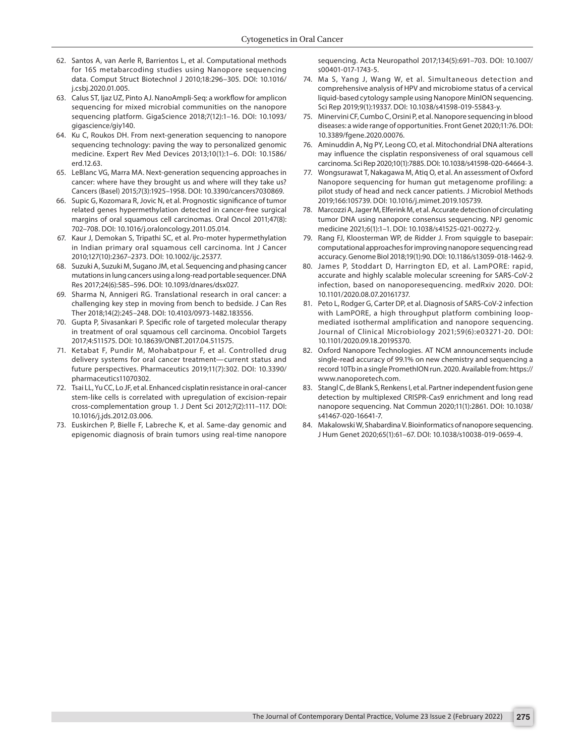62. Santos A, van Aerle R, Barrientos L, et al. Computational methods for 16S metabarcoding studies using Nanopore sequencing data. Comput Struct Biotechnol J 2010;18:296–305. DOI: 10.1016/j.csbj.2020.01.005.
63. Calus ST, Ijaz UZ, Pinto AJ. NanoAmpli-Seq: a workflow for amplicon sequencing for mixed microbial communities on the nanopore sequencing platform. GigaScience 2018;7(12):1–16. DOI: 10.1093/gigascience/giy140.
64. Ku C, Roukos DH. From next-generation sequencing to nanopore sequencing technology: paving the way to personalized genomic medicine. Expert Rev Med Devices 2013;10(1):1–6. DOI: 10.1586/erd.12.63.
65. LeBlanc VG, Marra MA. Next-generation sequencing approaches in cancer: where have they brought us and where will they take us? Cancers (Basel) 2015;7(3):1925–1958. DOI: 10.3390/cancers7030869.
66. Supic G, Kozomara R, Jovic N, et al. Prognostic significance of tumor related genes hypermethylation detected in cancer-free surgical margins of oral squamous cell carcinomas. Oral Oncol 2011;47(8):702–708. DOI: 10.1016/j.oraloncology.2011.05.014.
67. Kaur J, Demokan S, Tripathi SC, et al. Pro-moter hypermethylation in Indian primary oral squamous cell carcinoma. Int J Cancer 2010;127(10):2367–2373. DOI: 10.1002/ijc.25377.
68. Suzuki A, Suzuki M, Sugano JM, et al. Sequencing and phasing cancer mutations in lung cancers using a long-read portable sequencer. DNA Res 2017;24(6):585–596. DOI: 10.1093/dnares/dsx027.
69. Sharma N, Annigeri RG. Translational research in oral cancer: a challenging key step in moving from bench to bedside. J Can Res Ther 2018;14(2):245–248. DOI: 10.4103/0973-1482.183556.
70. Gupta P, Sivasankari P. Specific role of targeted molecular therapy in treatment of oral squamous cell carcinoma. Oncobiol Targets 2017;4:511575. DOI: 10.18639/ONBT.2017.04.511575.
71. Ketabat F, Pundir M, Mohabatpour F, et al. Controlled drug delivery systems for oral cancer treatment—current status and future perspectives. Pharmaceutics 2019;11(7):302. DOI: 10.3390/pharmaceutics11070302.
72. Tsai LL, Yu CC, Lo JF, et al. Enhanced cisplatin resistance in oral-cancer stem-like cells is correlated with upregulation of excision-repair cross-complementation group 1. J Dent Sci 2012;7(2):111–117. DOI: 10.1016/j.jds.2012.03.006.
73. Euskirchen P, Bielle F, Labreche K, et al. Same-day genomic and epigenomic diagnosis of brain tumors using real-time nanopore sequencing. Acta Neuropathol 2017;134(5):691–703. DOI: 10.1007/s00401-017-1743-5.
74. Ma S, Yang J, Wang W, et al. Simultaneous detection and comprehensive analysis of HPV and microbiome status of a cervical liquid-based cytology sample using Nanopore MinION sequencing. Sci Rep 2019;9(1):19337. DOI: 10.1038/s41598-019-55843-y.
75. Minervini CF, Cumbo C, Orsini P, et al. Nanopore sequencing in blood diseases: a wide range of opportunities. Front Genet 2020;11:76. DOI: 10.3389/fgene.2020.00076.
76. Aminuddin A, Ng PY, Leong CO, et al. Mitochondrial DNA alterations may influence the cisplatin responsiveness of oral squamous cell carcinoma. Sci Rep 2020;10(1):7885. DOI: 10.1038/s41598-020-64664-3.
77. Wongsurawat T, Nakagawa M, Atiq O, et al. An assessment of Oxford Nanopore sequencing for human gut metagenome profiling: a pilot study of head and neck cancer patients. J Microbiol Methods 2019;166:105739. DOI: 10.1016/j.mimet.2019.105739.
78. Marcozzi A, Jager M, Elferink M, et al. Accurate detection of circulating tumor DNA using nanopore consensus sequencing. NPJ genomic medicine 2021;6(1):1–1. DOI: 10.1038/s41525-021-00272-y.
79. Rang FJ, Kloosterman WP, de Ridder J. From squiggle to basepair: computational approaches for improving nanopore sequencing read accuracy. Genome Biol 2018;19(1):90. DOI: 10.1186/s13059-018-1462-9.
80. James P, Stoddart D, Harrington ED, et al. LamPORE: rapid, accurate and highly scalable molecular screening for SARS-CoV-2 infection, based on nanoporesequencing. medRxiv 2020. DOI: 10.1101/2020.08.07.20161737.
81. Peto L, Rodger G, Carter DP, et al. Diagnosis of SARS-CoV-2 infection with LamPORE, a high throughput platform combining loop-mediated isothermal amplification and nanopore sequencing. Journal of Clinical Microbiology 2021;59(6):e03271-20. DOI: 10.1101/2020.09.18.20195370.
82. Oxford Nanopore Technologies. AT NCM announcements include single-read accuracy of 99.1% on new chemistry and sequencing a record 10Tb in a single PromethION run. 2020. Available from: https://www.nanoporetech.com.
83. Stangl C, de Blank S, Renkens I, et al. Partner independent fusion gene detection by multiplexed CRISPR-Cas9 enrichment and long read nanopore sequencing. Nat Commun 2020;11(1):2861. DOI: 10.1038/s41467-020-16641-7.
84. Makalowski W, Shabardina V. Bioinformatics of nanopore sequencing. J Hum Genet 2020;65(1):61–67. DOI: 10.1038/s10038-019-0659-4.